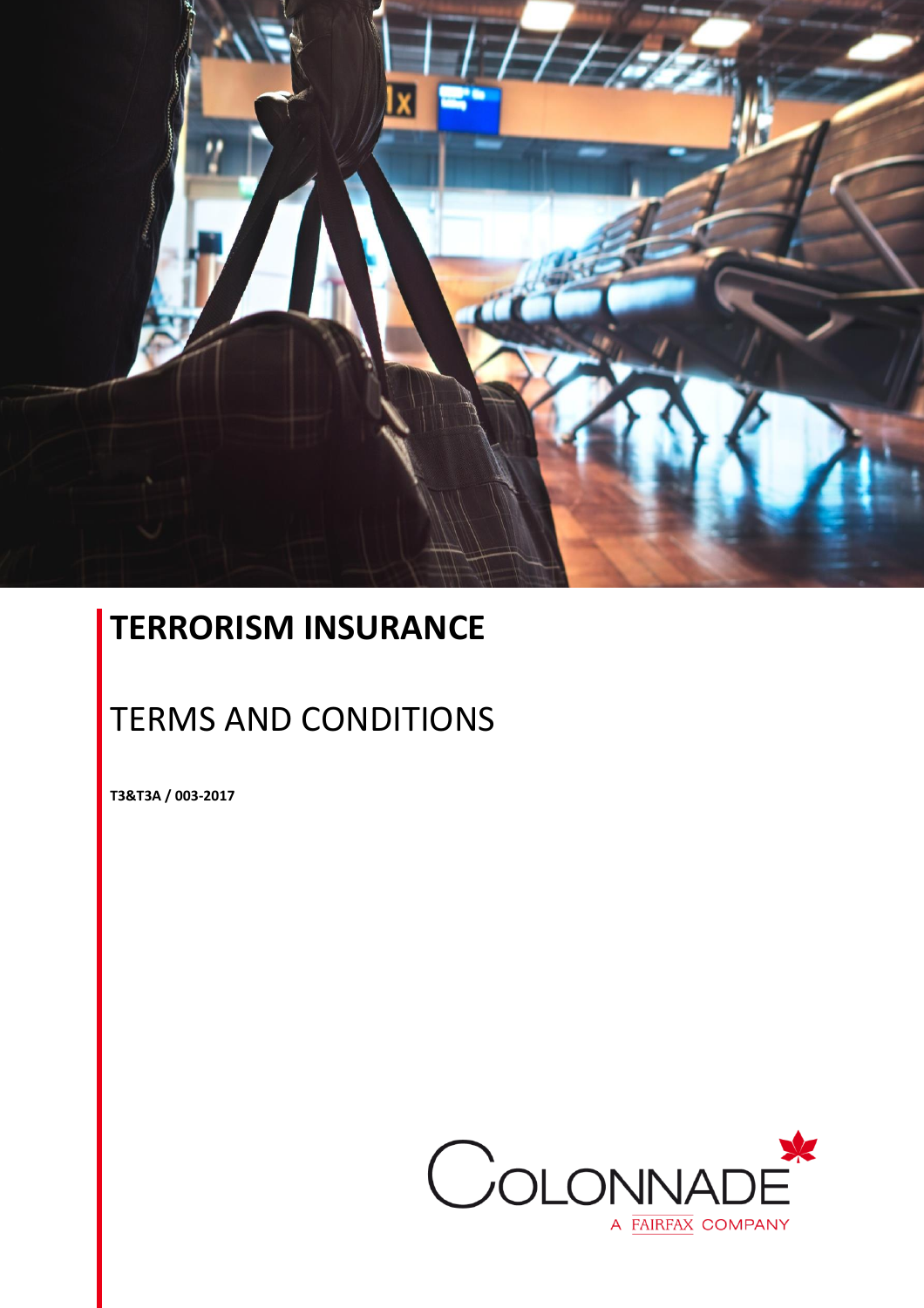# TERRORISM INSURANCE

## TERMS AND CONDITIONS

**T3&T3A / 003-2017**

COLONNADE
A FAIRFAX COMPANY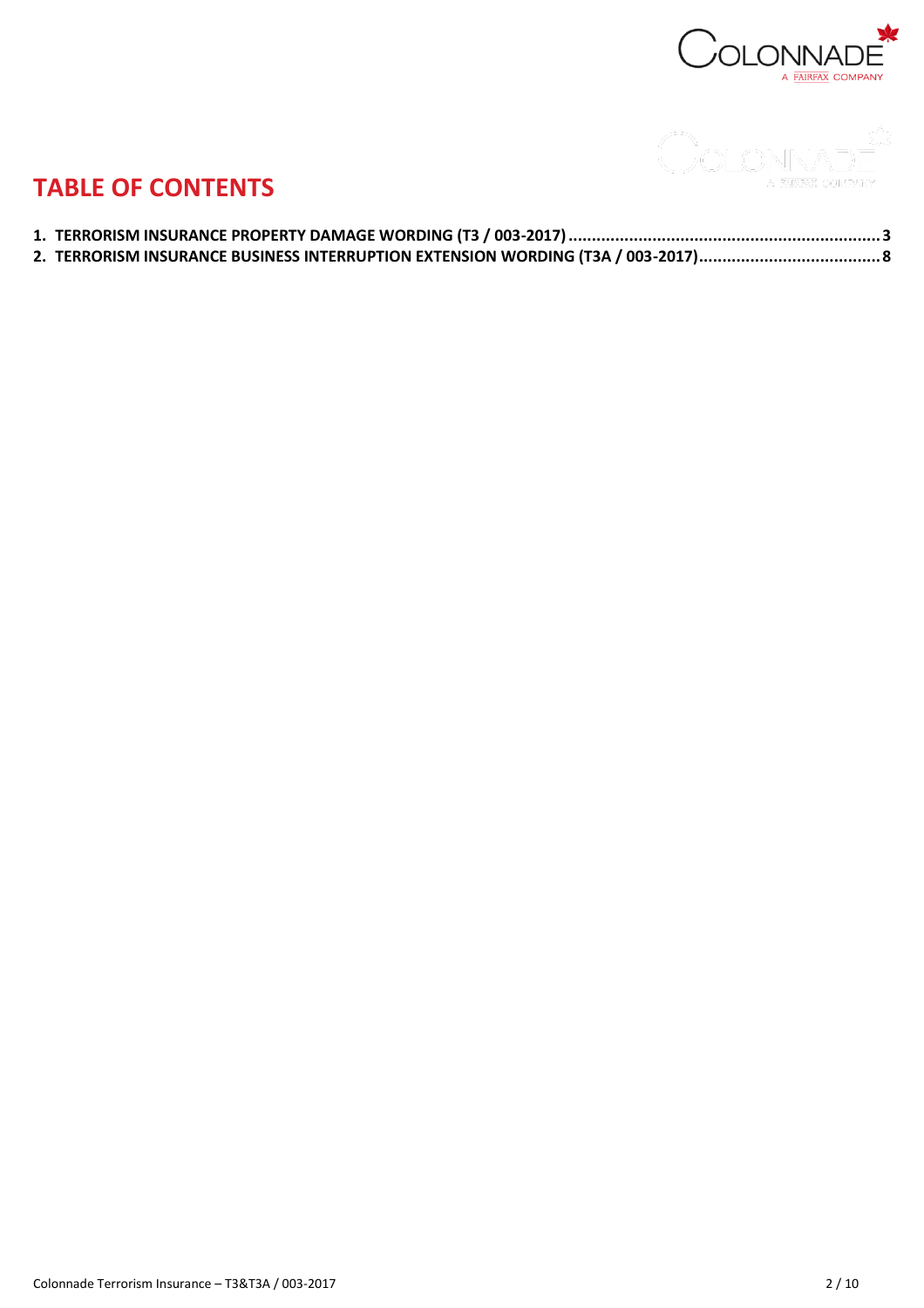# TABLE OF CONTENTS

1. **TERRORISM INSURANCE PROPERTY DAMAGE WORDING (T3 / 003-2017) .................................................................. 3**
2. **TERRORISM INSURANCE BUSINESS INTERRUPTION EXTENSION WORDING (T3A / 003-2017)....................................... 8**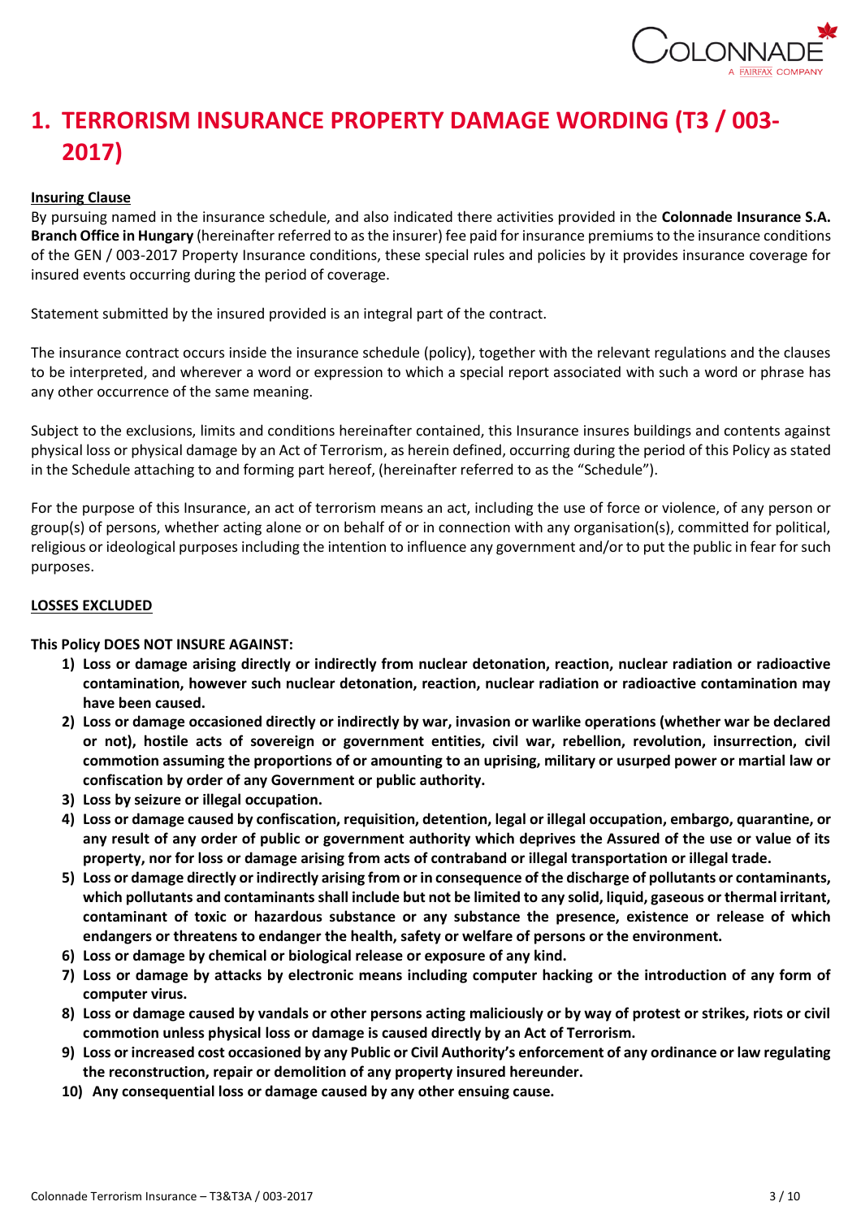# 1. TERRORISM INSURANCE PROPERTY DAMAGE WORDING (T3 / 003-2017)

**Insuring Clause**

By pursuing named in the insurance schedule, and also indicated there activities provided in the **Colonnade Insurance S.A. Branch Office in Hungary** (hereinafter referred to as the insurer) fee paid for insurance premiums to the insurance conditions of the GEN / 003-2017 Property Insurance conditions, these special rules and policies by it provides insurance coverage for insured events occurring during the period of coverage.

Statement submitted by the insured provided is an integral part of the contract.

The insurance contract occurs inside the insurance schedule (policy), together with the relevant regulations and the clauses to be interpreted, and wherever a word or expression to which a special report associated with such a word or phrase has any other occurrence of the same meaning.

Subject to the exclusions, limits and conditions hereinafter contained, this Insurance insures buildings and contents against physical loss or physical damage by an Act of Terrorism, as herein defined, occurring during the period of this Policy as stated in the Schedule attaching to and forming part hereof, (hereinafter referred to as the "Schedule").

For the purpose of this Insurance, an act of terrorism means an act, including the use of force or violence, of any person or group(s) of persons, whether acting alone or on behalf of or in connection with any organisation(s), committed for political, religious or ideological purposes including the intention to influence any government and/or to put the public in fear for such purposes.

**LOSSES EXCLUDED**

**This Policy DOES NOT INSURE AGAINST:**

1) **Loss or damage arising directly or indirectly from nuclear detonation, reaction, nuclear radiation or radioactive contamination, however such nuclear detonation, reaction, nuclear radiation or radioactive contamination may have been caused.**
2) **Loss or damage occasioned directly or indirectly by war, invasion or warlike operations (whether war be declared or not), hostile acts of sovereign or government entities, civil war, rebellion, revolution, insurrection, civil commotion assuming the proportions of or amounting to an uprising, military or usurped power or martial law or confiscation by order of any Government or public authority.**
3) **Loss by seizure or illegal occupation.**
4) **Loss or damage caused by confiscation, requisition, detention, legal or illegal occupation, embargo, quarantine, or any result of any order of public or government authority which deprives the Assured of the use or value of its property, nor for loss or damage arising from acts of contraband or illegal transportation or illegal trade.**
5) **Loss or damage directly or indirectly arising from or in consequence of the discharge of pollutants or contaminants, which pollutants and contaminants shall include but not be limited to any solid, liquid, gaseous or thermal irritant, contaminant of toxic or hazardous substance or any substance the presence, existence or release of which endangers or threatens to endanger the health, safety or welfare of persons or the environment.**
6) **Loss or damage by chemical or biological release or exposure of any kind.**
7) **Loss or damage by attacks by electronic means including computer hacking or the introduction of any form of computer virus.**
8) **Loss or damage caused by vandals or other persons acting maliciously or by way of protest or strikes, riots or civil commotion unless physical loss or damage is caused directly by an Act of Terrorism.**
9) **Loss or increased cost occasioned by any Public or Civil Authority's enforcement of any ordinance or law regulating the reconstruction, repair or demolition of any property insured hereunder.**
10) **Any consequential loss or damage caused by any other ensuing cause.**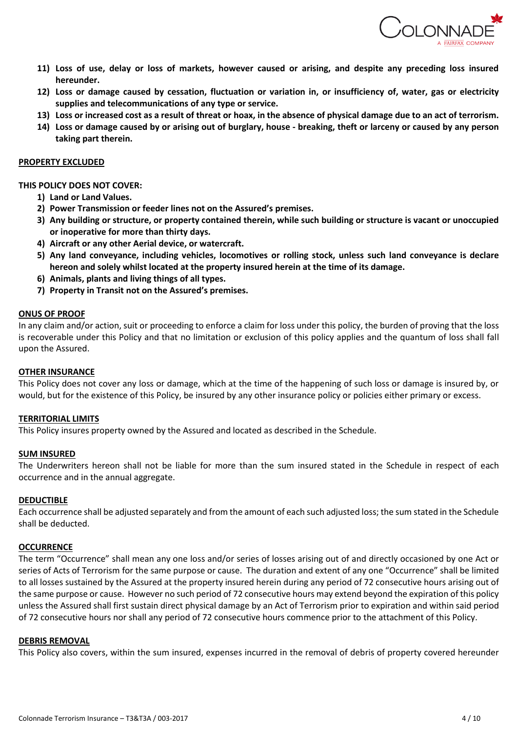11) **Loss of use, delay or loss of markets, however caused or arising, and despite any preceding loss insured hereunder.**
12) **Loss or damage caused by cessation, fluctuation or variation in, or insufficiency of, water, gas or electricity supplies and telecommunications of any type or service.**
13) **Loss or increased cost as a result of threat or hoax, in the absence of physical damage due to an act of terrorism.**
14) **Loss or damage caused by or arising out of burglary, house - breaking, theft or larceny or caused by any person taking part therein.**

**PROPERTY EXCLUDED**

**THIS POLICY DOES NOT COVER:**

1) **Land or Land Values.**
2) **Power Transmission or feeder lines not on the Assured's premises.**
3) **Any building or structure, or property contained therein, while such building or structure is vacant or unoccupied or inoperative for more than thirty days.**
4) **Aircraft or any other Aerial device, or watercraft.**
5) **Any land conveyance, including vehicles, locomotives or rolling stock, unless such land conveyance is declare hereon and solely whilst located at the property insured herein at the time of its damage.**
6) **Animals, plants and living things of all types.**
7) **Property in Transit not on the Assured's premises.**

**ONUS OF PROOF**

In any claim and/or action, suit or proceeding to enforce a claim for loss under this policy, the burden of proving that the loss is recoverable under this Policy and that no limitation or exclusion of this policy applies and the quantum of loss shall fall upon the Assured.

**OTHER INSURANCE**

This Policy does not cover any loss or damage, which at the time of the happening of such loss or damage is insured by, or would, but for the existence of this Policy, be insured by any other insurance policy or policies either primary or excess.

**TERRITORIAL LIMITS**

This Policy insures property owned by the Assured and located as described in the Schedule.

**SUM INSURED**

The Underwriters hereon shall not be liable for more than the sum insured stated in the Schedule in respect of each occurrence and in the annual aggregate.

**DEDUCTIBLE**

Each occurrence shall be adjusted separately and from the amount of each such adjusted loss; the sum stated in the Schedule shall be deducted.

**OCCURRENCE**

The term "Occurrence" shall mean any one loss and/or series of losses arising out of and directly occasioned by one Act or series of Acts of Terrorism for the same purpose or cause. The duration and extent of any one "Occurrence" shall be limited to all losses sustained by the Assured at the property insured herein during any period of 72 consecutive hours arising out of the same purpose or cause. However no such period of 72 consecutive hours may extend beyond the expiration of this policy unless the Assured shall first sustain direct physical damage by an Act of Terrorism prior to expiration and within said period of 72 consecutive hours nor shall any period of 72 consecutive hours commence prior to the attachment of this Policy.

**DEBRIS REMOVAL**

This Policy also covers, within the sum insured, expenses incurred in the removal of debris of property covered hereunder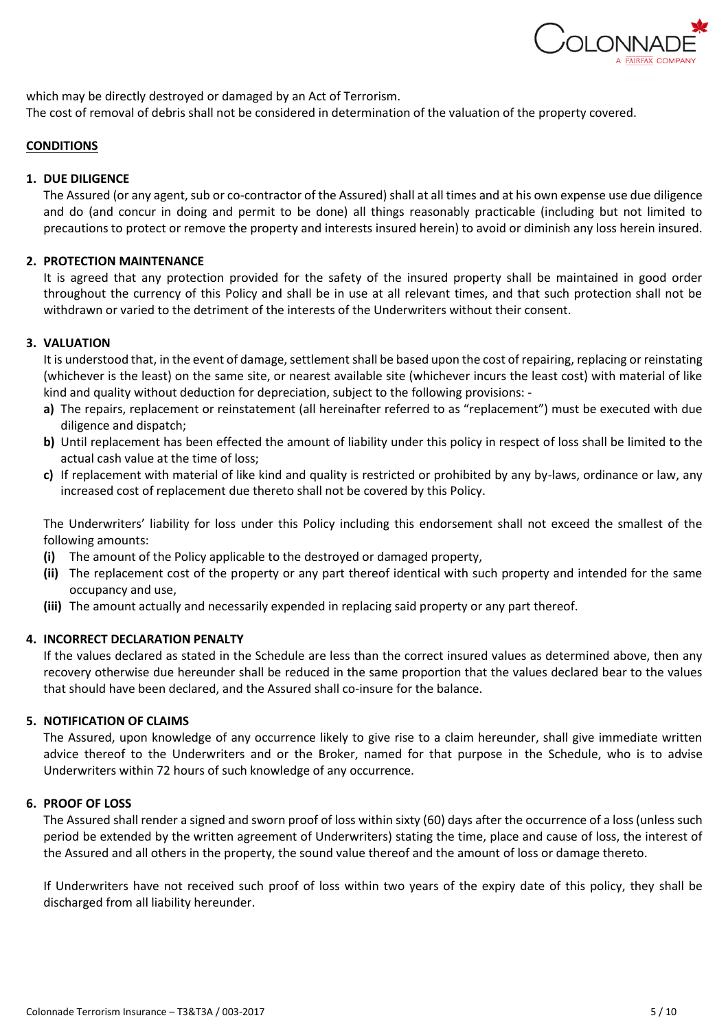which may be directly destroyed or damaged by an Act of Terrorism.
The cost of removal of debris shall not be considered in determination of the valuation of the property covered.

**CONDITIONS**

**1. DUE DILIGENCE**

The Assured (or any agent, sub or co-contractor of the Assured) shall at all times and at his own expense use due diligence and do (and concur in doing and permit to be done) all things reasonably practicable (including but not limited to precautions to protect or remove the property and interests insured herein) to avoid or diminish any loss herein insured.

**2. PROTECTION MAINTENANCE**

It is agreed that any protection provided for the safety of the insured property shall be maintained in good order throughout the currency of this Policy and shall be in use at all relevant times, and that such protection shall not be withdrawn or varied to the detriment of the interests of the Underwriters without their consent.

**3. VALUATION**

It is understood that, in the event of damage, settlement shall be based upon the cost of repairing, replacing or reinstating (whichever is the least) on the same site, or nearest available site (whichever incurs the least cost) with material of like kind and quality without deduction for depreciation, subject to the following provisions: -

**a)** The repairs, replacement or reinstatement (all hereinafter referred to as "replacement") must be executed with due diligence and dispatch;

**b)** Until replacement has been effected the amount of liability under this policy in respect of loss shall be limited to the actual cash value at the time of loss;

**c)** If replacement with material of like kind and quality is restricted or prohibited by any by-laws, ordinance or law, any increased cost of replacement due thereto shall not be covered by this Policy.

The Underwriters' liability for loss under this Policy including this endorsement shall not exceed the smallest of the following amounts:

**(i)** The amount of the Policy applicable to the destroyed or damaged property,

**(ii)** The replacement cost of the property or any part thereof identical with such property and intended for the same occupancy and use,

**(iii)** The amount actually and necessarily expended in replacing said property or any part thereof.

**4. INCORRECT DECLARATION PENALTY**

If the values declared as stated in the Schedule are less than the correct insured values as determined above, then any recovery otherwise due hereunder shall be reduced in the same proportion that the values declared bear to the values that should have been declared, and the Assured shall co-insure for the balance.

**5. NOTIFICATION OF CLAIMS**

The Assured, upon knowledge of any occurrence likely to give rise to a claim hereunder, shall give immediate written advice thereof to the Underwriters and or the Broker, named for that purpose in the Schedule, who is to advise Underwriters within 72 hours of such knowledge of any occurrence.

**6. PROOF OF LOSS**

The Assured shall render a signed and sworn proof of loss within sixty (60) days after the occurrence of a loss (unless such period be extended by the written agreement of Underwriters) stating the time, place and cause of loss, the interest of the Assured and all others in the property, the sound value thereof and the amount of loss or damage thereto.

If Underwriters have not received such proof of loss within two years of the expiry date of this policy, they shall be discharged from all liability hereunder.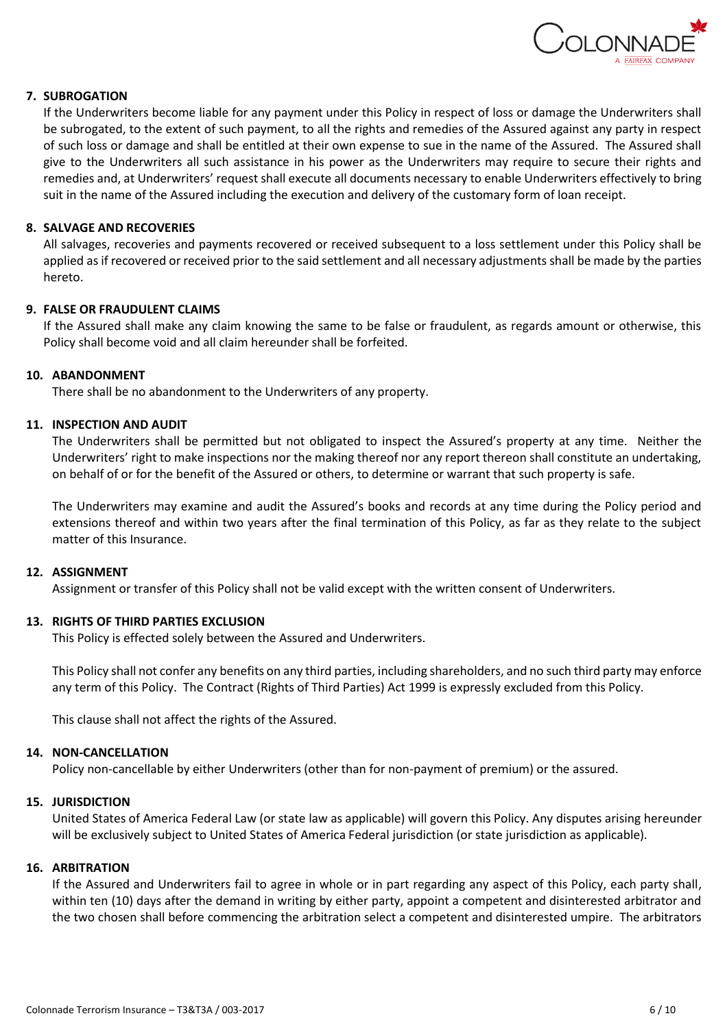### 7. SUBROGATION

If the Underwriters become liable for any payment under this Policy in respect of loss or damage the Underwriters shall be subrogated, to the extent of such payment, to all the rights and remedies of the Assured against any party in respect of such loss or damage and shall be entitled at their own expense to sue in the name of the Assured. The Assured shall give to the Underwriters all such assistance in his power as the Underwriters may require to secure their rights and remedies and, at Underwriters' request shall execute all documents necessary to enable Underwriters effectively to bring suit in the name of the Assured including the execution and delivery of the customary form of loan receipt.

### 8. SALVAGE AND RECOVERIES

All salvages, recoveries and payments recovered or received subsequent to a loss settlement under this Policy shall be applied as if recovered or received prior to the said settlement and all necessary adjustments shall be made by the parties hereto.

### 9. FALSE OR FRAUDULENT CLAIMS

If the Assured shall make any claim knowing the same to be false or fraudulent, as regards amount or otherwise, this Policy shall become void and all claim hereunder shall be forfeited.

### 10. ABANDONMENT

There shall be no abandonment to the Underwriters of any property.

### 11. INSPECTION AND AUDIT

The Underwriters shall be permitted but not obligated to inspect the Assured's property at any time. Neither the Underwriters' right to make inspections nor the making thereof nor any report thereon shall constitute an undertaking, on behalf of or for the benefit of the Assured or others, to determine or warrant that such property is safe.

The Underwriters may examine and audit the Assured's books and records at any time during the Policy period and extensions thereof and within two years after the final termination of this Policy, as far as they relate to the subject matter of this Insurance.

### 12. ASSIGNMENT

Assignment or transfer of this Policy shall not be valid except with the written consent of Underwriters.

### 13. RIGHTS OF THIRD PARTIES EXCLUSION

This Policy is effected solely between the Assured and Underwriters.

This Policy shall not confer any benefits on any third parties, including shareholders, and no such third party may enforce any term of this Policy. The Contract (Rights of Third Parties) Act 1999 is expressly excluded from this Policy.

This clause shall not affect the rights of the Assured.

### 14. NON-CANCELLATION

Policy non-cancellable by either Underwriters (other than for non-payment of premium) or the assured.

### 15. JURISDICTION

United States of America Federal Law (or state law as applicable) will govern this Policy. Any disputes arising hereunder will be exclusively subject to United States of America Federal jurisdiction (or state jurisdiction as applicable).

### 16. ARBITRATION

If the Assured and Underwriters fail to agree in whole or in part regarding any aspect of this Policy, each party shall, within ten (10) days after the demand in writing by either party, appoint a competent and disinterested arbitrator and the two chosen shall before commencing the arbitration select a competent and disinterested umpire. The arbitrators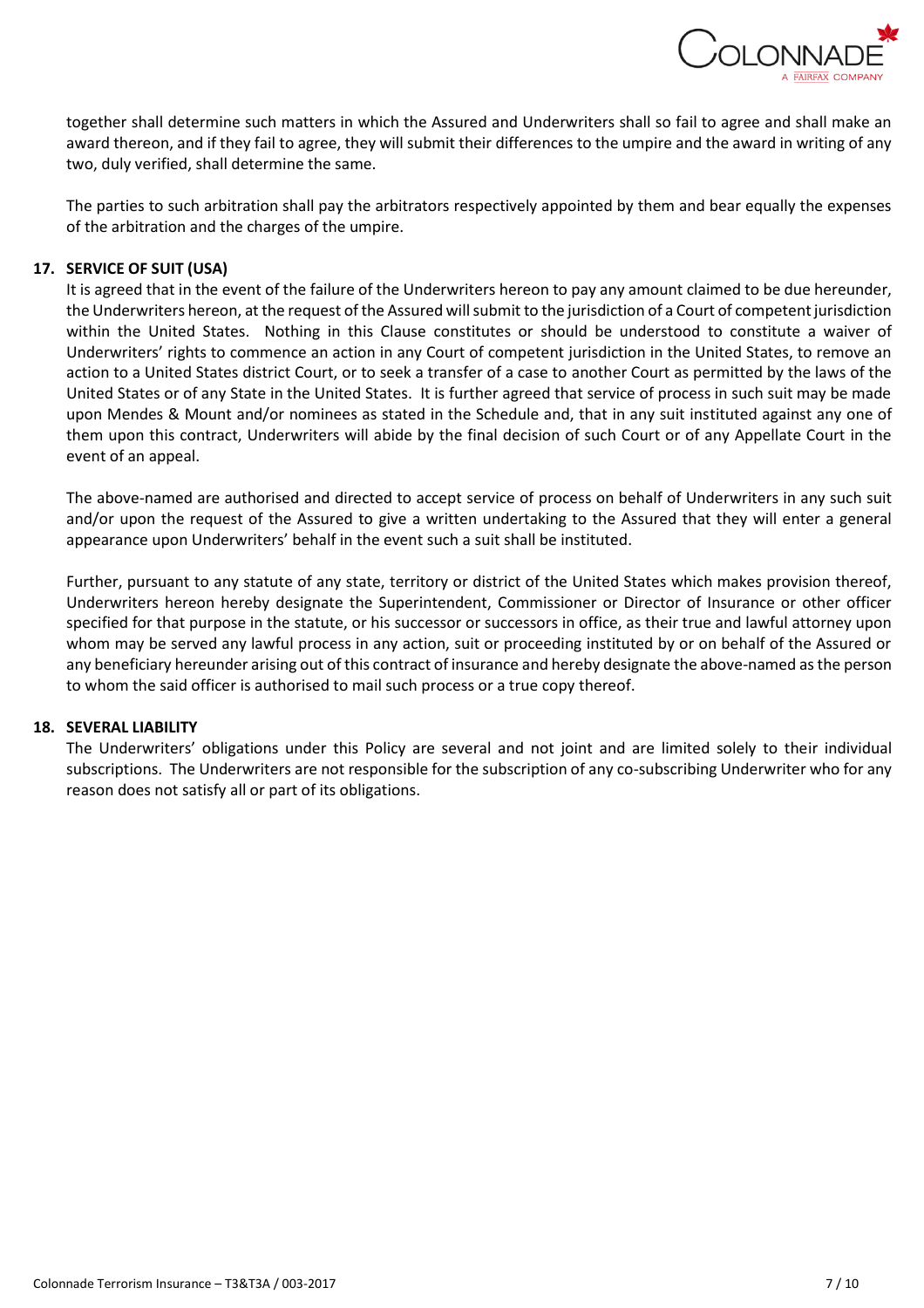together shall determine such matters in which the Assured and Underwriters shall so fail to agree and shall make an award thereon, and if they fail to agree, they will submit their differences to the umpire and the award in writing of any two, duly verified, shall determine the same.

The parties to such arbitration shall pay the arbitrators respectively appointed by them and bear equally the expenses of the arbitration and the charges of the umpire.

**17. SERVICE OF SUIT (USA)**

It is agreed that in the event of the failure of the Underwriters hereon to pay any amount claimed to be due hereunder, the Underwriters hereon, at the request of the Assured will submit to the jurisdiction of a Court of competent jurisdiction within the United States. Nothing in this Clause constitutes or should be understood to constitute a waiver of Underwriters' rights to commence an action in any Court of competent jurisdiction in the United States, to remove an action to a United States district Court, or to seek a transfer of a case to another Court as permitted by the laws of the United States or of any State in the United States. It is further agreed that service of process in such suit may be made upon Mendes & Mount and/or nominees as stated in the Schedule and, that in any suit instituted against any one of them upon this contract, Underwriters will abide by the final decision of such Court or of any Appellate Court in the event of an appeal.

The above-named are authorised and directed to accept service of process on behalf of Underwriters in any such suit and/or upon the request of the Assured to give a written undertaking to the Assured that they will enter a general appearance upon Underwriters' behalf in the event such a suit shall be instituted.

Further, pursuant to any statute of any state, territory or district of the United States which makes provision thereof, Underwriters hereon hereby designate the Superintendent, Commissioner or Director of Insurance or other officer specified for that purpose in the statute, or his successor or successors in office, as their true and lawful attorney upon whom may be served any lawful process in any action, suit or proceeding instituted by or on behalf of the Assured or any beneficiary hereunder arising out of this contract of insurance and hereby designate the above-named as the person to whom the said officer is authorised to mail such process or a true copy thereof.

**18. SEVERAL LIABILITY**

The Underwriters' obligations under this Policy are several and not joint and are limited solely to their individual subscriptions. The Underwriters are not responsible for the subscription of any co-subscribing Underwriter who for any reason does not satisfy all or part of its obligations.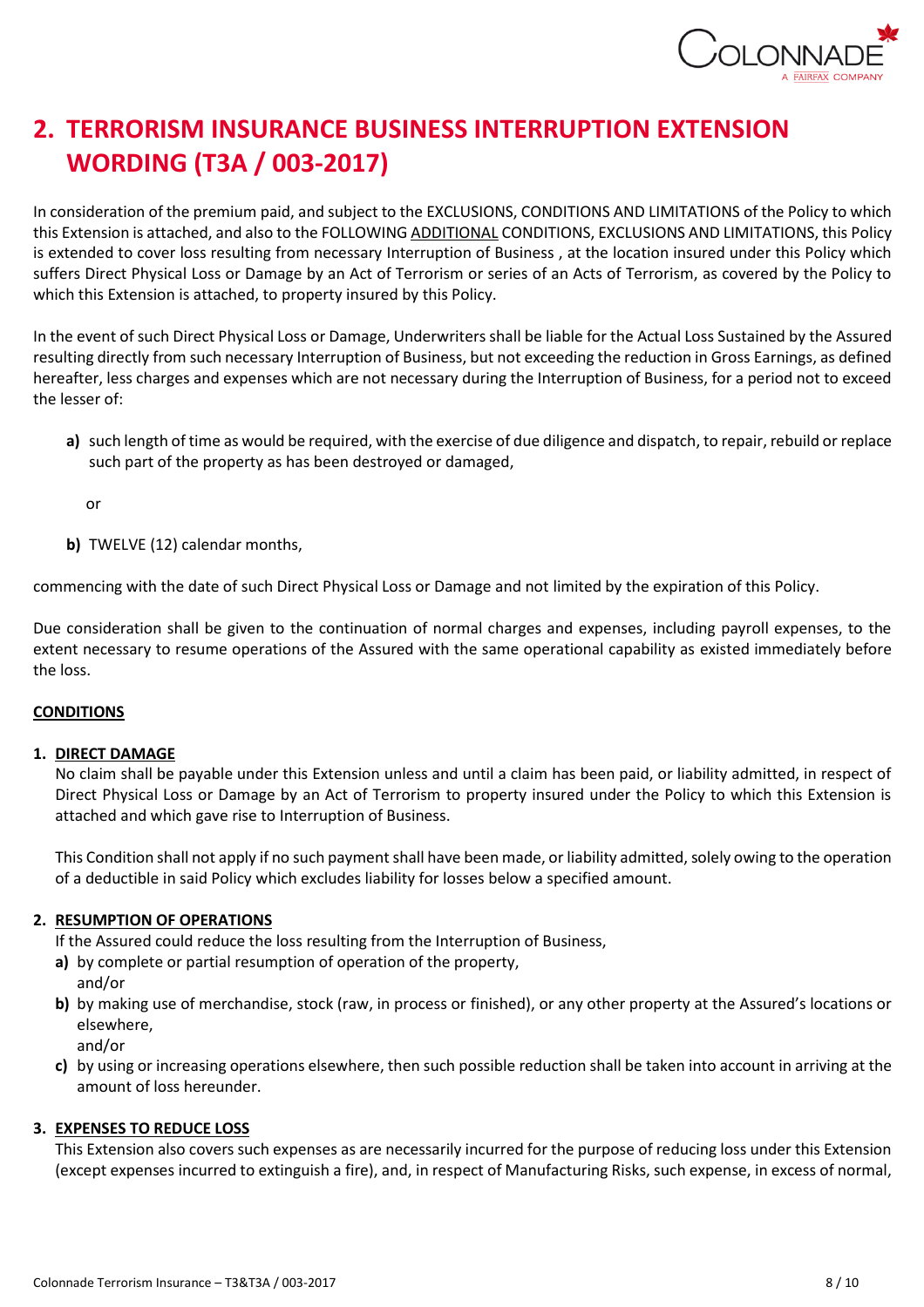## 2. TERRORISM INSURANCE BUSINESS INTERRUPTION EXTENSION WORDING (T3A / 003-2017)

In consideration of the premium paid, and subject to the EXCLUSIONS, CONDITIONS AND LIMITATIONS of the Policy to which this Extension is attached, and also to the FOLLOWING ADDITIONAL CONDITIONS, EXCLUSIONS AND LIMITATIONS, this Policy is extended to cover loss resulting from necessary Interruption of Business , at the location insured under this Policy which suffers Direct Physical Loss or Damage by an Act of Terrorism or series of an Acts of Terrorism, as covered by the Policy to which this Extension is attached, to property insured by this Policy.

In the event of such Direct Physical Loss or Damage, Underwriters shall be liable for the Actual Loss Sustained by the Assured resulting directly from such necessary Interruption of Business, but not exceeding the reduction in Gross Earnings, as defined hereafter, less charges and expenses which are not necessary during the Interruption of Business, for a period not to exceed the lesser of:

**a)** such length of time as would be required, with the exercise of due diligence and dispatch, to repair, rebuild or replace such part of the property as has been destroyed or damaged,

or

**b)** TWELVE (12) calendar months,

commencing with the date of such Direct Physical Loss or Damage and not limited by the expiration of this Policy.

Due consideration shall be given to the continuation of normal charges and expenses, including payroll expenses, to the extent necessary to resume operations of the Assured with the same operational capability as existed immediately before the loss.

**CONDITIONS**

**1. DIRECT DAMAGE**

No claim shall be payable under this Extension unless and until a claim has been paid, or liability admitted, in respect of Direct Physical Loss or Damage by an Act of Terrorism to property insured under the Policy to which this Extension is attached and which gave rise to Interruption of Business.

This Condition shall not apply if no such payment shall have been made, or liability admitted, solely owing to the operation of a deductible in said Policy which excludes liability for losses below a specified amount.

**2. RESUMPTION OF OPERATIONS**

If the Assured could reduce the loss resulting from the Interruption of Business,

**a)** by complete or partial resumption of operation of the property,
and/or

**b)** by making use of merchandise, stock (raw, in process or finished), or any other property at the Assured's locations or elsewhere,
and/or

**c)** by using or increasing operations elsewhere, then such possible reduction shall be taken into account in arriving at the amount of loss hereunder.

**3. EXPENSES TO REDUCE LOSS**

This Extension also covers such expenses as are necessarily incurred for the purpose of reducing loss under this Extension (except expenses incurred to extinguish a fire), and, in respect of Manufacturing Risks, such expense, in excess of normal,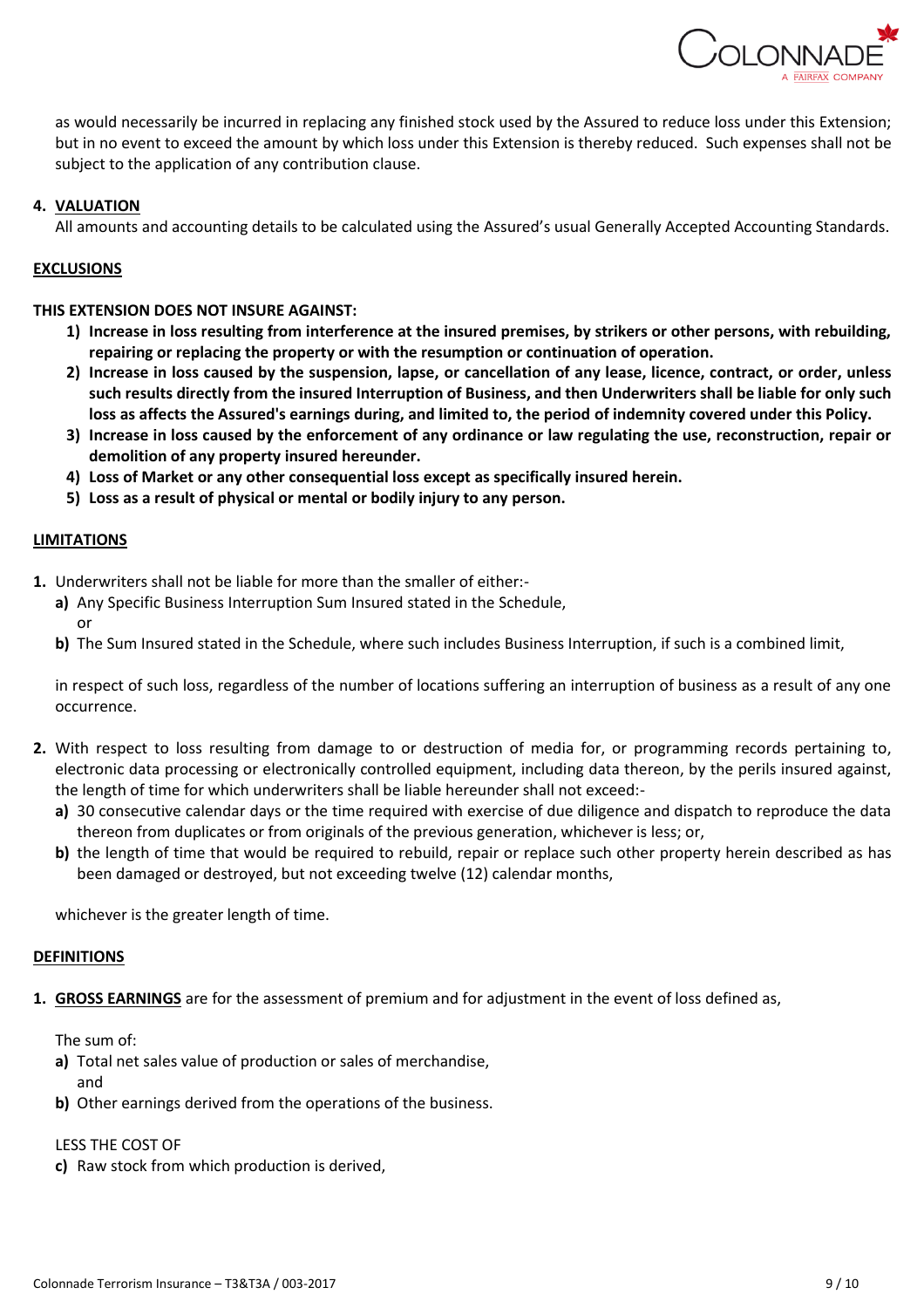as would necessarily be incurred in replacing any finished stock used by the Assured to reduce loss under this Extension; but in no event to exceed the amount by which loss under this Extension is thereby reduced. Such expenses shall not be subject to the application of any contribution clause.

**4. VALUATION**

All amounts and accounting details to be calculated using the Assured's usual Generally Accepted Accounting Standards.

## EXCLUSIONS

**THIS EXTENSION DOES NOT INSURE AGAINST:**

1) **Increase in loss resulting from interference at the insured premises, by strikers or other persons, with rebuilding, repairing or replacing the property or with the resumption or continuation of operation.**
2) **Increase in loss caused by the suspension, lapse, or cancellation of any lease, licence, contract, or order, unless such results directly from the insured Interruption of Business, and then Underwriters shall be liable for only such loss as affects the Assured's earnings during, and limited to, the period of indemnity covered under this Policy.**
3) **Increase in loss caused by the enforcement of any ordinance or law regulating the use, reconstruction, repair or demolition of any property insured hereunder.**
4) **Loss of Market or any other consequential loss except as specifically insured herein.**
5) **Loss as a result of physical or mental or bodily injury to any person.**

## LIMITATIONS

1. Underwriters shall not be liable for more than the smaller of either:-
   a) Any Specific Business Interruption Sum Insured stated in the Schedule,
      or
   b) The Sum Insured stated in the Schedule, where such includes Business Interruption, if such is a combined limit,

   in respect of such loss, regardless of the number of locations suffering an interruption of business as a result of any one occurrence.

2. With respect to loss resulting from damage to or destruction of media for, or programming records pertaining to, electronic data processing or electronically controlled equipment, including data thereon, by the perils insured against, the length of time for which underwriters shall be liable hereunder shall not exceed:-
   a) 30 consecutive calendar days or the time required with exercise of due diligence and dispatch to reproduce the data thereon from duplicates or from originals of the previous generation, whichever is less; or,
   b) the length of time that would be required to rebuild, repair or replace such other property herein described as has been damaged or destroyed, but not exceeding twelve (12) calendar months,

   whichever is the greater length of time.

## DEFINITIONS

1. **GROSS EARNINGS** are for the assessment of premium and for adjustment in the event of loss defined as,

   The sum of:
   a) Total net sales value of production or sales of merchandise,
      and
   b) Other earnings derived from the operations of the business.

   LESS THE COST OF
   c) Raw stock from which production is derived,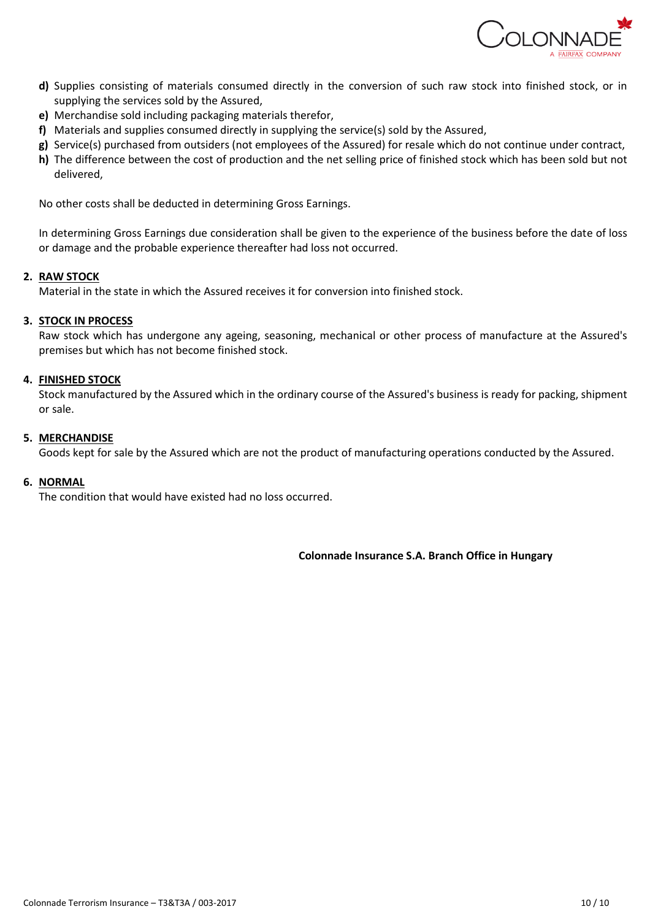**d)** Supplies consisting of materials consumed directly in the conversion of such raw stock into finished stock, or in supplying the services sold by the Assured,

**e)** Merchandise sold including packaging materials therefor,

**f)** Materials and supplies consumed directly in supplying the service(s) sold by the Assured,

**g)** Service(s) purchased from outsiders (not employees of the Assured) for resale which do not continue under contract,

**h)** The difference between the cost of production and the net selling price of finished stock which has been sold but not delivered,

No other costs shall be deducted in determining Gross Earnings.

In determining Gross Earnings due consideration shall be given to the experience of the business before the date of loss or damage and the probable experience thereafter had loss not occurred.

**2. RAW STOCK**

Material in the state in which the Assured receives it for conversion into finished stock.

**3. STOCK IN PROCESS**

Raw stock which has undergone any ageing, seasoning, mechanical or other process of manufacture at the Assured's premises but which has not become finished stock.

**4. FINISHED STOCK**

Stock manufactured by the Assured which in the ordinary course of the Assured's business is ready for packing, shipment or sale.

**5. MERCHANDISE**

Goods kept for sale by the Assured which are not the product of manufacturing operations conducted by the Assured.

**6. NORMAL**

The condition that would have existed had no loss occurred.

**Colonnade Insurance S.A. Branch Office in Hungary**